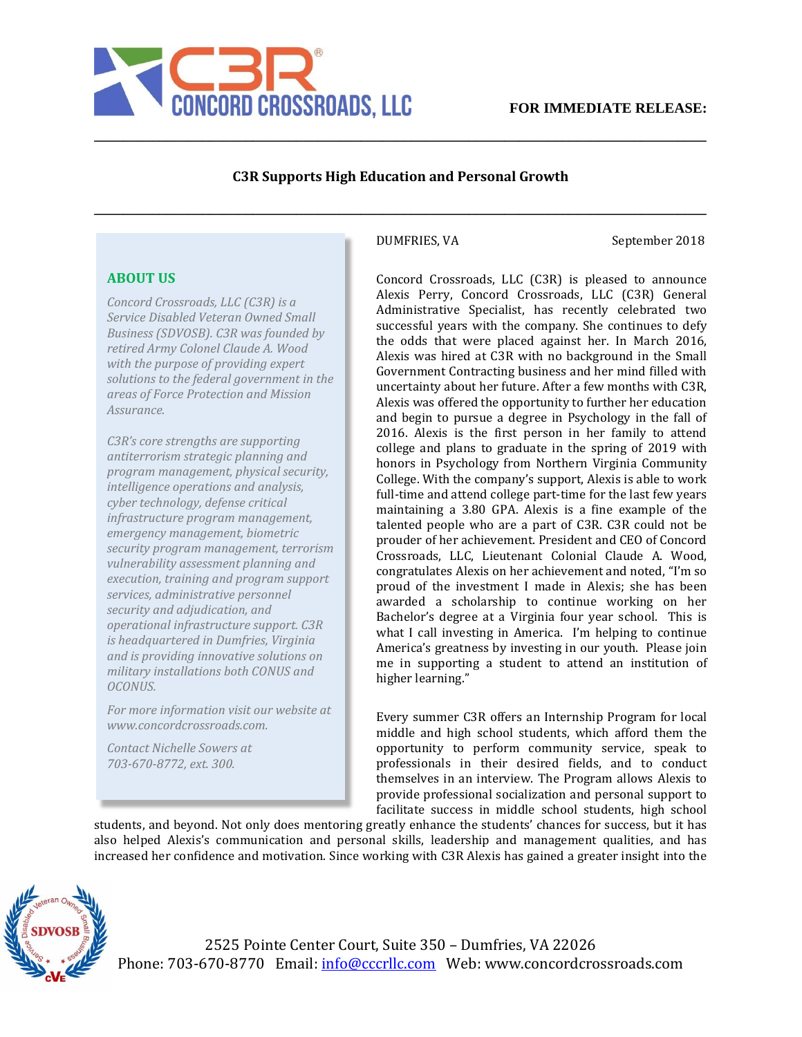**FOR IMMEDIATE RELEASE:**

## C3R Supports High Education and Personal Growth

DUMFRIES, VA September 2018

Concord Crossroads, LLC (C3R) is pleased to announce Alexis Perry, Concord Crossroads, LLC (C3R) General Administrative Specialist, has recently celebrated two successful years with the company. She continues to defy the odds that were placed against her. In March 2016, Alexis was hired at C3R with no background in the Small Government Contracting business and her mind filled with uncertainty about her future. After a few months with C3R, Alexis was offered the opportunity to further her education and begin to pursue a degree in Psychology in the fall of 2016. Alexis is the first person in her family to attend college and plans to graduate in the spring of 2019 with honors in Psychology from Northern Virginia Community College. With the company's support, Alexis is able to work full-time and attend college part-time for the last few years maintaining a 3.80 GPA. Alexis is a fine example of the talented people who are a part of C3R. C3R could not be prouder of her achievement. President and CEO of Concord Crossroads, LLC, Lieutenant Colonial Claude A. Wood, congratulates Alexis on her achievement and noted, "I'm so proud of the investment I made in Alexis; she has been awarded a scholarship to continue working on her Bachelor's degree at a Virginia four year school. This is what I call investing in America. I'm helping to continue America's greatness by investing in our youth. Please join me in supporting a student to attend an institution of higher learning."

Every summer C3R offers an Internship Program for local middle and high school students, which afford them the opportunity to perform community service, speak to professionals in their desired fields, and to conduct themselves in an interview. The Program allows Alexis to provide professional socialization and personal support to facilitate success in middle school students, high school students, and beyond. Not only does mentoring greatly enhance the students' chances for success, but it has also helped Alexis's communication and personal skills, leadership and management qualities, and has increased her confidence and motivation. Since working with C3R Alexis has gained a greater insight into the

### ABOUT US

*Concord Crossroads, LLC (C3R) is a Service Disabled Veteran Owned Small Business (SDVOSB). C3R was founded by retired Army Colonel Claude A. Wood with the purpose of providing expert solutions to the federal government in the areas of Force Protection and Mission Assurance.*

*C3R's core strengths are supporting antiterrorism strategic planning and program management, physical security, intelligence operations and analysis, cyber technology, defense critical infrastructure program management, emergency management, biometric security program management, terrorism vulnerability assessment planning and execution, training and program support services, administrative personnel security and adjudication, and operational infrastructure support. C3R is headquartered in Dumfries, Virginia and is providing innovative solutions on military installations both CONUS and OCONUS.*

*For more information visit our website at www.concordcrossroads.com.*

*Contact Nichelle Sowers at 703-670-8772, ext. 300.*

2525 Pointe Center Court, Suite 350 – Dumfries, VA 22026
Phone: 703-670-8770 Email: info@cccrllc.com Web: www.concordcrossroads.com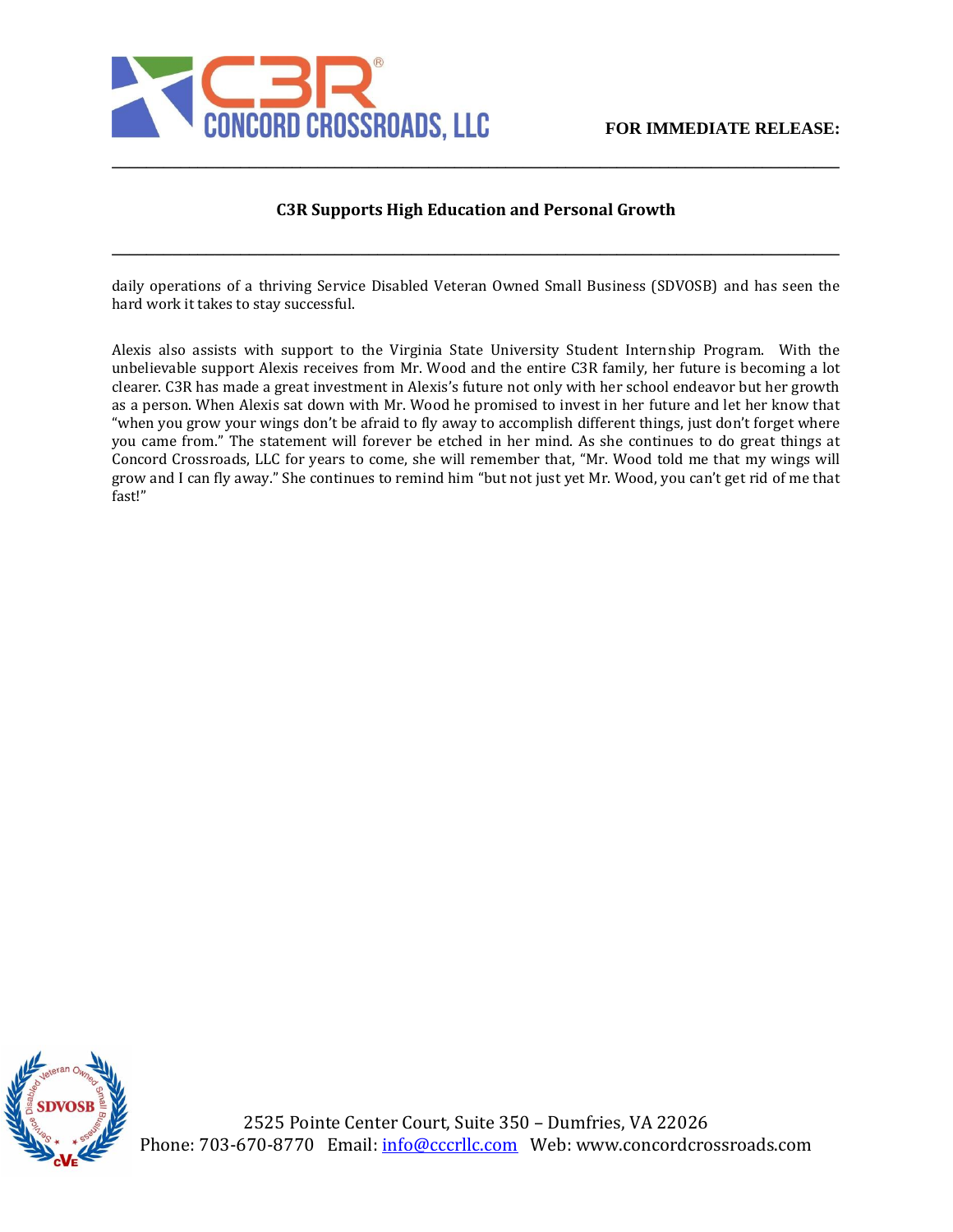FOR IMMEDIATE RELEASE:

## C3R Supports High Education and Personal Growth

daily operations of a thriving Service Disabled Veteran Owned Small Business (SDVOSB) and has seen the hard work it takes to stay successful.

Alexis also assists with support to the Virginia State University Student Internship Program. With the unbelievable support Alexis receives from Mr. Wood and the entire C3R family, her future is becoming a lot clearer. C3R has made a great investment in Alexis's future not only with her school endeavor but her growth as a person. When Alexis sat down with Mr. Wood he promised to invest in her future and let her know that "when you grow your wings don't be afraid to fly away to accomplish different things, just don't forget where you came from." The statement will forever be etched in her mind. As she continues to do great things at Concord Crossroads, LLC for years to come, she will remember that, "Mr. Wood told me that my wings will grow and I can fly away." She continues to remind him "but not just yet Mr. Wood, you can't get rid of me that fast!"

2525 Pointe Center Court, Suite 350 – Dumfries, VA 22026
Phone: 703-670-8770 Email: info@cccrllc.com Web: www.concordcrossroads.com